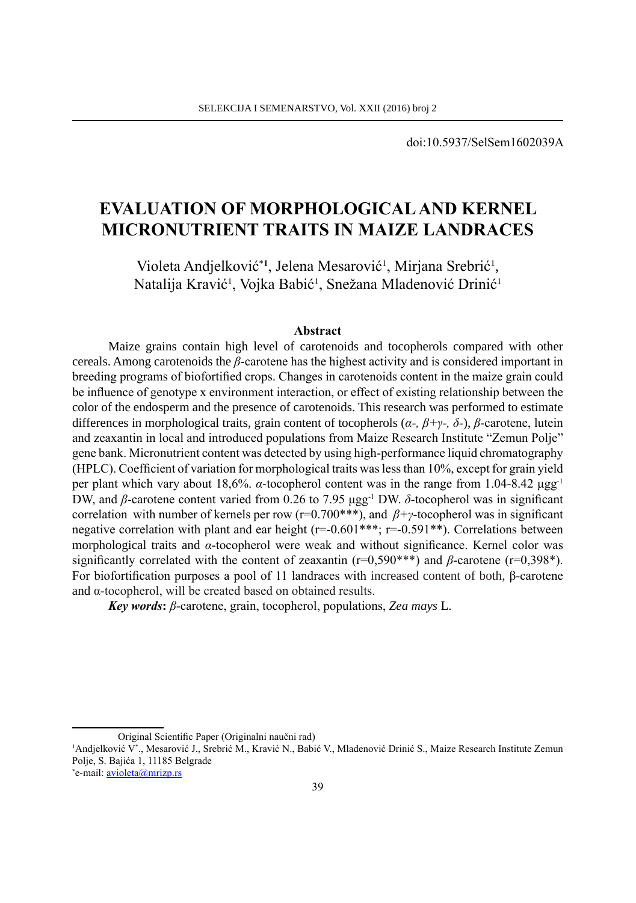doi:10.5937/SelSem1602039A

# EVALUATION OF MORPHOLOGICAL AND KERNEL MICRONUTRIENT TRAITS IN MAIZE LANDRACES

Violeta Andjelković*[1], Jelena Mesarović[1], Mirjana Srebrić[1], Natalija Kravić[1], Vojka Babić[1], Snežana Mladenović Drinić[1]

## Abstract

Maize grains contain high level of carotenoids and tocopherols compared with other cereals. Among carotenoids the *β*-carotene has the highest activity and is considered important in breeding programs of biofortified crops. Changes in carotenoids content in the maize grain could be influence of genotype x environment interaction, or effect of existing relationship between the color of the endosperm and the presence of carotenoids. This research was performed to estimate differences in morphological traits, grain content of tocopherols (*α-, β+γ-, δ-*), *β*-carotene, lutein and zeaxantin in local and introduced populations from Maize Research Institute "Zemun Polje" gene bank. Micronutrient content was detected by using high-performance liquid chromatography (HPLC). Coefficient of variation for morphological traits was less than 10%, except for grain yield per plant which vary about 18,6%. *α*-tocopherol content was in the range from 1.04-8.42 $\mu g g^{-1}$ DW, and *β*-carotene content varied from 0.26 to 7.95 $\mu g g^{-1}$ DW. *δ*-tocopherol was in significant correlation with number of kernels per row (r=0.700***), and *β+γ*-tocopherol was in significant negative correlation with plant and ear height (r=-0.601***; r=-0.591**). Correlations between morphological traits and *α*-tocopherol were weak and without significance. Kernel color was significantly correlated with the content of zeaxantin (r=0,590***) and *β*-carotene (r=0,398*). For biofortification purposes a pool of 11 landraces with increased content of both, β-carotene and α-tocopherol, will be created based on obtained results.

***Key words*: *β*-carotene, grain, tocopherol, populations, *Zea mays* L.**

---

Original Scientific Paper (Originalni naučni rad)

[1]Andjelković V*., Mesarović J., Srebrić M., Kravić N., Babić V., Mladenović Drinić S., Maize Research Institute Zemun Polje, S. Bajića 1, 11185 Belgrade

*e-mail: avioleta@mrizp.rs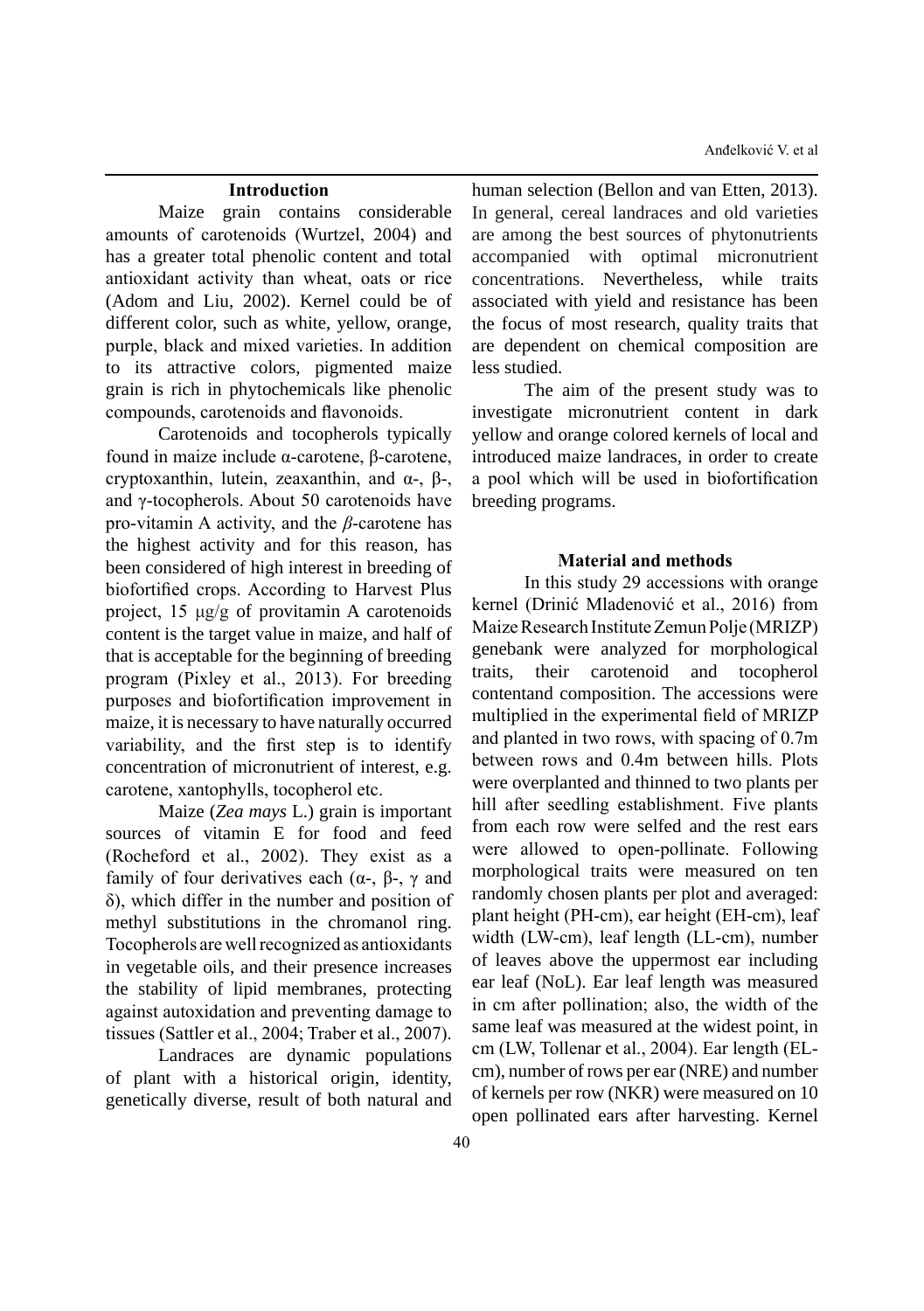## Introduction

Maize grain contains considerable amounts of carotenoids (Wurtzel, 2004) and has a greater total phenolic content and total antioxidant activity than wheat, oats or rice (Adom and Liu, 2002). Kernel could be of different color, such as white, yellow, orange, purple, black and mixed varieties. In addition to its attractive colors, pigmented maize grain is rich in phytochemicals like phenolic compounds, carotenoids and flavonoids.

Carotenoids and tocopherols typically found in maize include α-carotene, β-carotene, cryptoxanthin, lutein, zeaxanthin, and α-, β-, and γ-tocopherols. About 50 carotenoids have pro-vitamin A activity, and the *β*-carotene has the highest activity and for this reason, has been considered of high interest in breeding of biofortified crops. According to Harvest Plus project, 15 µg/g of provitamin A carotenoids content is the target value in maize, and half of that is acceptable for the beginning of breeding program (Pixley et al., 2013). For breeding purposes and biofortification improvement in maize, it is necessary to have naturally occurred variability, and the first step is to identify concentration of micronutrient of interest, e.g. carotene, xantophylls, tocopherol etc.

Maize (*Zea mays* L.) grain is important sources of vitamin E for food and feed (Rocheford et al., 2002). They exist as a family of four derivatives each (α-, β-, γ and δ), which differ in the number and position of methyl substitutions in the chromanol ring. Tocopherols are well recognized as antioxidants in vegetable oils, and their presence increases the stability of lipid membranes, protecting against autoxidation and preventing damage to tissues (Sattler et al., 2004; Traber et al., 2007).

Landraces are dynamic populations of plant with a historical origin, identity, genetically diverse, result of both natural and human selection (Bellon and van Etten, 2013). In general, cereal landraces and old varieties are among the best sources of phytonutrients accompanied with optimal micronutrient concentrations. Nevertheless, while traits associated with yield and resistance has been the focus of most research, quality traits that are dependent on chemical composition are less studied.

The aim of the present study was to investigate micronutrient content in dark yellow and orange colored kernels of local and introduced maize landraces, in order to create a pool which will be used in biofortification breeding programs.

## Material and methods

In this study 29 accessions with orange kernel (Drinić Mladenović et al., 2016) from Maize Research Institute Zemun Polje (MRIZP) genebank were analyzed for morphological traits, their carotenoid and tocopherol contentand composition. The accessions were multiplied in the experimental field of MRIZP and planted in two rows, with spacing of 0.7m between rows and 0.4m between hills. Plots were overplanted and thinned to two plants per hill after seedling establishment. Five plants from each row were selfed and the rest ears were allowed to open-pollinate. Following morphological traits were measured on ten randomly chosen plants per plot and averaged: plant height (PH-cm), ear height (EH-cm), leaf width (LW-cm), leaf length (LL-cm), number of leaves above the uppermost ear including ear leaf (NoL). Ear leaf length was measured in cm after pollination; also, the width of the same leaf was measured at the widest point, in cm (LW, Tollenar et al., 2004). Ear length (EL-cm), number of rows per ear (NRE) and number of kernels per row (NKR) were measured on 10 open pollinated ears after harvesting. Kernel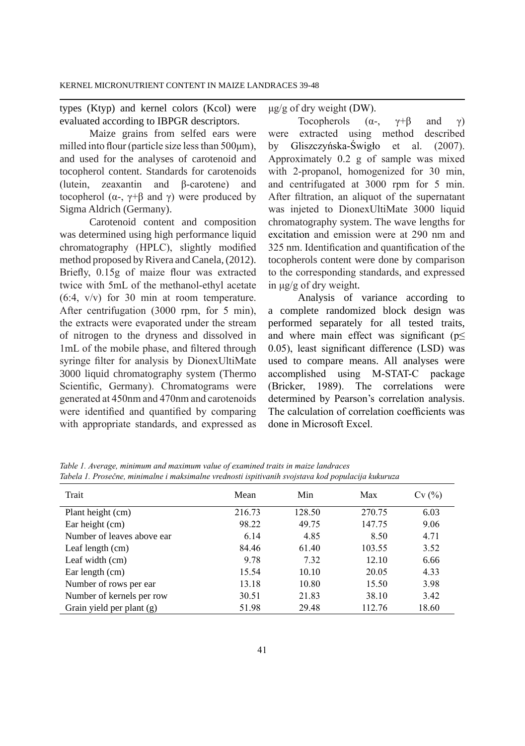types (Ktyp) and kernel colors (Kcol) were evaluated according to IBPGR descriptors.

Maize grains from selfed ears were milled into flour (particle size less than 500μm), and used for the analyses of carotenoid and tocopherol content. Standards for carotenoids (lutein, zeaxantin and β-carotene) and tocopherol (α-, γ+β and γ) were produced by Sigma Aldrich (Germany).

Carotenoid content and composition was determined using high performance liquid chromatography (HPLC), slightly modified method proposed by Rivera and Canela, (2012). Briefly, 0.15g of maize flour was extracted twice with 5mL of the methanol-ethyl acetate (6:4, v/v) for 30 min at room temperature. After centrifugation (3000 rpm, for 5 min), the extracts were evaporated under the stream of nitrogen to the dryness and dissolved in 1mL of the mobile phase, and filtered through syringe filter for analysis by DionexUltiMate 3000 liquid chromatography system (Thermo Scientific, Germany). Chromatograms were generated at 450nm and 470nm and carotenoids were identified and quantified by comparing with appropriate standards, and expressed as μg/g of dry weight (DW).

Tocopherols (α-, γ+β and γ) were extracted using method described by Gliszczyńska-Świgło et al. (2007). Approximately 0.2 g of sample was mixed with 2-propanol, homogenized for 30 min, and centrifugated at 3000 rpm for 5 min. After filtration, an aliquot of the supernatant was injeted to DionexUltiMate 3000 liquid chromatography system. The wave lengths for excitation and emission were at 290 nm and 325 nm. Identification and quantification of the tocopherols content were done by comparison to the corresponding standards, and expressed in μg/g of dry weight.

Analysis of variance according to a complete randomized block design was performed separately for all tested traits, and where main effect was significant ($p \leq 0.05$), least significant difference (LSD) was used to compare means. All analyses were accomplished using M-STAT-C package (Bricker, 1989). The correlations were determined by Pearson's correlation analysis. The calculation of correlation coefficients was done in Microsoft Excel.

*Table 1. Average, minimum and maximum value of examined traits in maize landraces*
*Tabela 1. Prosečne, minimalne i maksimalne vrednosti ispitivanih svojstava kod populacija kukuruza*

| Trait | Mean | Min | Max | Cv (%) |
|---|---|---|---|---|
| Plant height (cm) | 216.73 | 128.50 | 270.75 | 6.03 |
| Ear height (cm) | 98.22 | 49.75 | 147.75 | 9.06 |
| Number of leaves above ear | 6.14 | 4.85 | 8.50 | 4.71 |
| Leaf length (cm) | 84.46 | 61.40 | 103.55 | 3.52 |
| Leaf width (cm) | 9.78 | 7.32 | 12.10 | 6.66 |
| Ear length (cm) | 15.54 | 10.10 | 20.05 | 4.33 |
| Number of rows per ear | 13.18 | 10.80 | 15.50 | 3.98 |
| Number of kernels per row | 30.51 | 21.83 | 38.10 | 3.42 |
| Grain yield per plant (g) | 51.98 | 29.48 | 112.76 | 18.60 |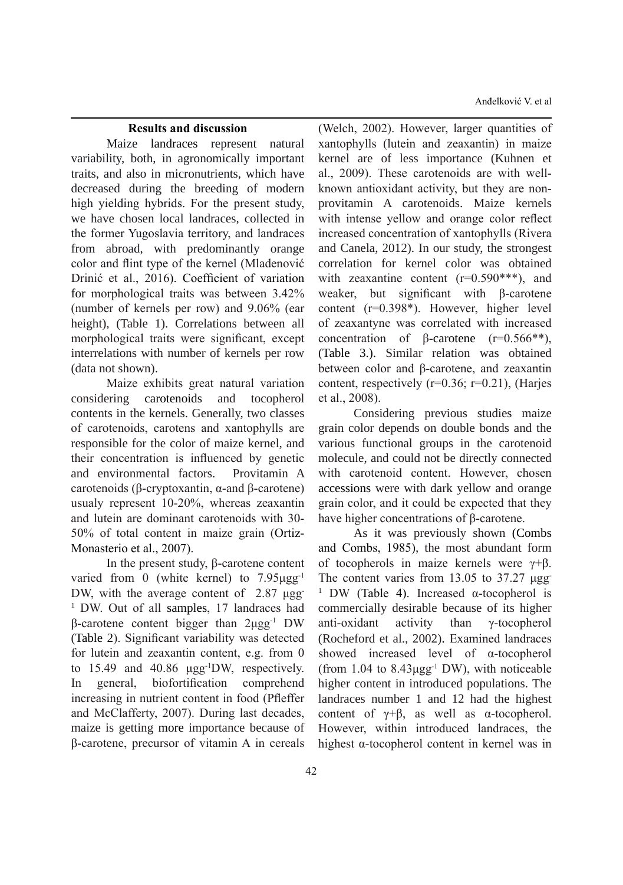### Results and discussion

Maize landraces represent natural variability, both, in agronomically important traits, and also in micronutrients, which have decreased during the breeding of modern high yielding hybrids. For the present study, we have chosen local landraces, collected in the former Yugoslavia territory, and landraces from abroad, with predominantly orange color and flint type of the kernel (Mladenović Drinić et al., 2016). Coefficient of variation for morphological traits was between 3.42% (number of kernels per row) and 9.06% (ear height), (Table 1). Correlations between all morphological traits were significant, except interrelations with number of kernels per row (data not shown).

Maize exhibits great natural variation considering carotenoids and tocopherol contents in the kernels. Generally, two classes of carotenoids, carotens and xantophylls are responsible for the color of maize kernel, and their concentration is influenced by genetic and environmental factors. Provitamin A carotenoids (β-cryptoxantin, α-and β-carotene) usualy represent 10-20%, whereas zeaxantin and lutein are dominant carotenoids with 30-50% of total content in maize grain (Ortiz-Monasterio et al., 2007).

In the present study, β-carotene content varied from 0 (white kernel) to 7.95μgg$^{-1}$ DW, with the average content of 2.87 μgg$^{-1}$ DW. Out of all samples, 17 landraces had β-carotene content bigger than 2μgg$^{-1}$ DW (Table 2). Significant variability was detected for lutein and zeaxantin content, e.g. from 0 to 15.49 and 40.86 μgg$^{-1}$DW, respectively. In general, biofortification comprehend increasing in nutrient content in food (Pfleffer and McClafferty, 2007). During last decades, maize is getting more importance because of β-carotene, precursor of vitamin A in cereals (Welch, 2002). However, larger quantities of xantophylls (lutein and zeaxantin) in maize kernel are of less importance (Kuhnen et al., 2009). These carotenoids are with well-known antioxidant activity, but they are non-provitamin A carotenoids. Maize kernels with intense yellow and orange color reflect increased concentration of xantophylls (Rivera and Canela, 2012). In our study, the strongest correlation for kernel color was obtained with zeaxantine content (r=0.590***), and weaker, but significant with β-carotene content (r=0.398*). However, higher level of zeaxantyne was correlated with increased concentration of β-carotene (r=0.566**), (Table 3.). Similar relation was obtained between color and β-carotene, and zeaxantin content, respectively (r=0.36; r=0.21), (Harjes et al., 2008).

Considering previous studies maize grain color depends on double bonds and the various functional groups in the carotenoid molecule, and could not be directly connected with carotenoid content. However, chosen accessions were with dark yellow and orange grain color, and it could be expected that they have higher concentrations of β-carotene.

As it was previously shown (Combs and Combs, 1985), the most abundant form of tocopherols in maize kernels were γ+β. The content varies from 13.05 to 37.27 μgg$^{-1}$ DW (Table 4). Increased α-tocopherol is commercially desirable because of its higher anti-oxidant activity than γ-tocopherol (Rocheford et al., 2002). Examined landraces showed increased level of α-tocopherol (from 1.04 to 8.43μgg$^{-1}$ DW), with noticeable higher content in introduced populations. The landraces number 1 and 12 had the highest content of γ+β, as well as α-tocopherol. However, within introduced landraces, the highest α-tocopherol content in kernel was in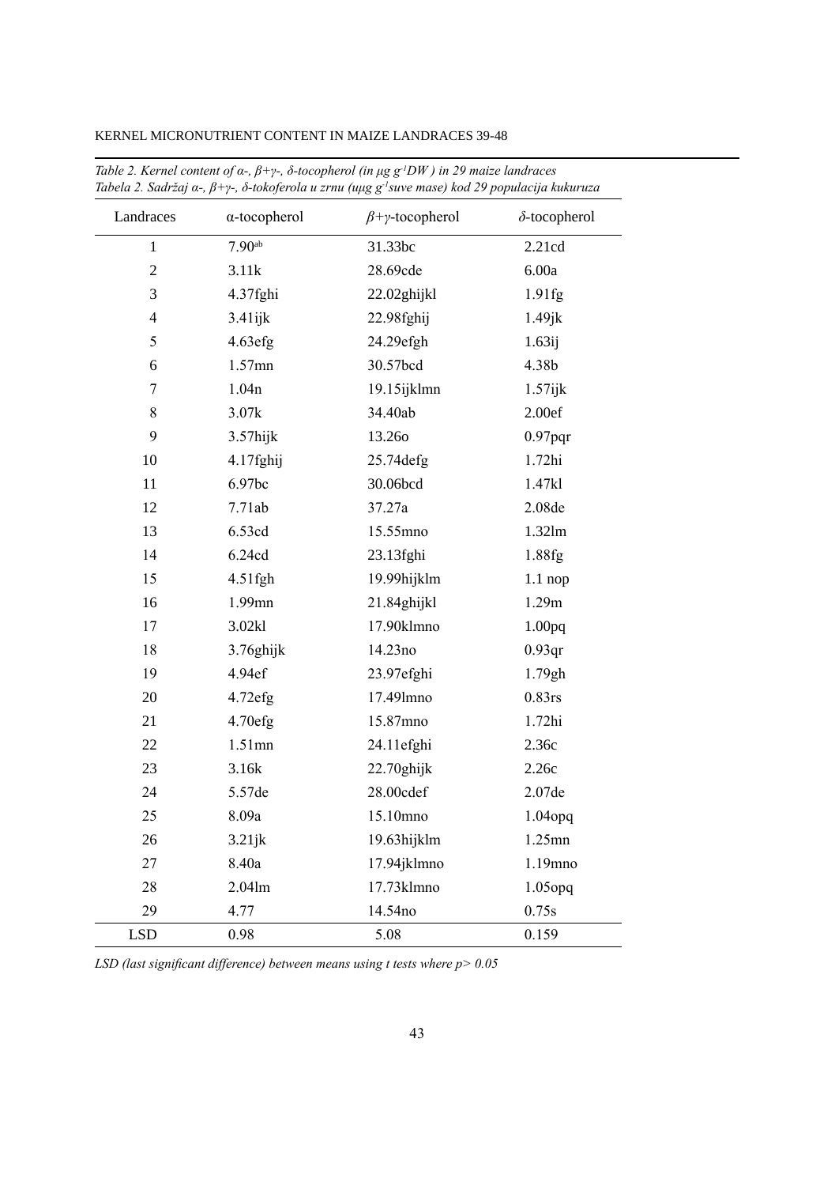*Table 2. Kernel content of α-, β+γ-, δ-tocopherol (in μg g^-1 DW ) in 29 maize landraces*
*Tabela 2. Sadržaj α-, β+γ-, δ-tokoferola u zrnu (uμg g^-1 suve mase) kod 29 populacija kukuruza*

| Landraces | α-tocopherol | β+γ-tocopherol | δ-tocopherol |
|---|---|---|---|
| 1 | 7.90ab | 31.33bc | 2.21cd |
| 2 | 3.11k | 28.69cde | 6.00a |
| 3 | 4.37fghi | 22.02ghijkl | 1.91fg |
| 4 | 3.41ijk | 22.98fghij | 1.49jk |
| 5 | 4.63efg | 24.29efgh | 1.63ij |
| 6 | 1.57mn | 30.57bcd | 4.38b |
| 7 | 1.04n | 19.15ijklmn | 1.57ijk |
| 8 | 3.07k | 34.40ab | 2.00ef |
| 9 | 3.57hijk | 13.26o | 0.97pqr |
| 10 | 4.17fghij | 25.74defg | 1.72hi |
| 11 | 6.97bc | 30.06bcd | 1.47kl |
| 12 | 7.71ab | 37.27a | 2.08de |
| 13 | 6.53cd | 15.55mno | 1.32lm |
| 14 | 6.24cd | 23.13fghi | 1.88fg |
| 15 | 4.51fgh | 19.99hijklm | 1.1 nop |
| 16 | 1.99mn | 21.84ghijkl | 1.29m |
| 17 | 3.02kl | 17.90klmno | 1.00pq |
| 18 | 3.76ghijk | 14.23no | 0.93qr |
| 19 | 4.94ef | 23.97efghi | 1.79gh |
| 20 | 4.72efg | 17.49lmno | 0.83rs |
| 21 | 4.70efg | 15.87mno | 1.72hi |
| 22 | 1.51mn | 24.11efghi | 2.36c |
| 23 | 3.16k | 22.70ghijk | 2.26c |
| 24 | 5.57de | 28.00cdef | 2.07de |
| 25 | 8.09a | 15.10mno | 1.04opq |
| 26 | 3.21jk | 19.63hijklm | 1.25mn |
| 27 | 8.40a | 17.94jklmno | 1.19mno |
| 28 | 2.04lm | 17.73klmno | 1.05opq |
| 29 | 4.77 | 14.54no | 0.75s |
| LSD | 0.98 | 5.08 | 0.159 |

*LSD (last significant difference) between means using t tests where $p > 0.05$*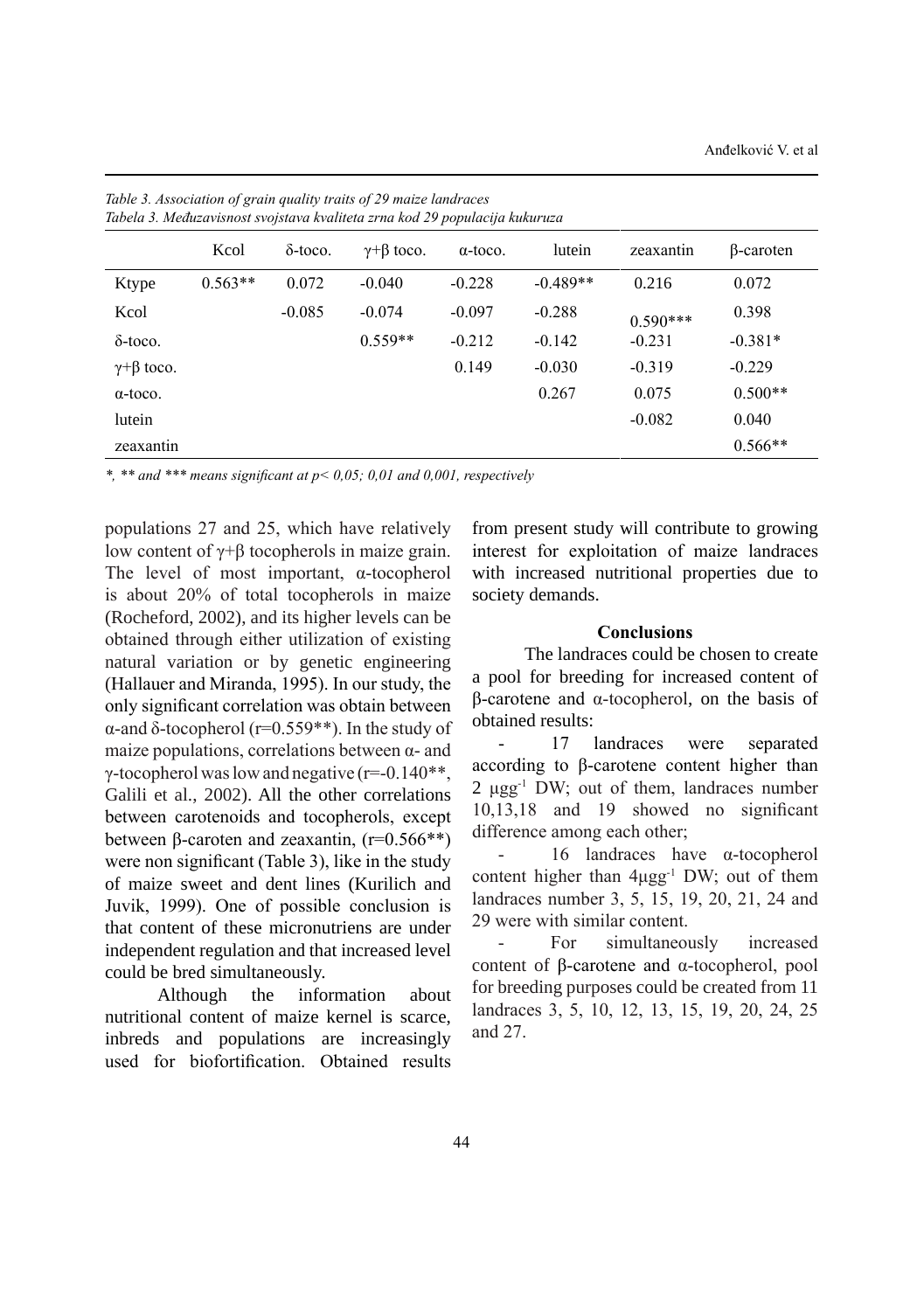*Table 3. Association of grain quality traits of 29 maize landraces*
*Tabela 3. Međuzavisnost svojstava kvaliteta zrna kod 29 populacija kukuruza*

| | Kcol | δ-toco. | γ+β toco. | α-toco. | lutein | zeaxantin | β-caroten |
|---|---|---|---|---|---|---|---|
| Ktype | 0.563** | 0.072 | -0.040 | -0.228 | -0.489** | 0.216 | 0.072 |
| Kcol | | -0.085 | -0.074 | -0.097 | -0.288 | 0.590*** | 0.398 |
| δ-toco. | | | 0.559** | -0.212 | -0.142 | -0.231 | -0.381* |
| γ+β toco. | | | | 0.149 | -0.030 | -0.319 | -0.229 |
| α-toco. | | | | | 0.267 | 0.075 | 0.500** |
| lutein | | | | | | -0.082 | 0.040 |
| zeaxantin | | | | | | | 0.566** |

*\*, \*\* and \*\*\* means significant at p< 0,05; 0,01 and 0,001, respectively*

populations 27 and 25, which have relatively low content of γ+β tocopherols in maize grain. The level of most important, α-tocopherol is about 20% of total tocopherols in maize (Rocheford, 2002), and its higher levels can be obtained through either utilization of existing natural variation or by genetic engineering (Hallauer and Miranda, 1995). In our study, the only significant correlation was obtain between α-and δ-tocopherol (r=0.559**). In the study of maize populations, correlations between α- and γ-tocopherol was low and negative (r=-0.140**, Galili et al., 2002). All the other correlations between carotenoids and tocopherols, except between β-caroten and zeaxantin, (r=0.566**) were non significant (Table 3), like in the study of maize sweet and dent lines (Kurilich and Juvik, 1999). One of possible conclusion is that content of these micronutriens are under independent regulation and that increased level could be bred simultaneously.

Although the information about nutritional content of maize kernel is scarce, inbreds and populations are increasingly used for biofortification. Obtained results from present study will contribute to growing interest for exploitation of maize landraces with increased nutritional properties due to society demands.

## Conclusions

The landraces could be chosen to create a pool for breeding for increased content of β-carotene and α-tocopherol, on the basis of obtained results:

- 17 landraces were separated according to β-carotene content higher than 2 $\mu g g^{-1}$ DW; out of them, landraces number 10,13,18 and 19 showed no significant difference among each other;
- 16 landraces have α-tocopherol content higher than 4$\mu g g^{-1}$ DW; out of them landraces number 3, 5, 15, 19, 20, 21, 24 and 29 were with similar content.
- For simultaneously increased content of β-carotene and α-tocopherol, pool for breeding purposes could be created from 11 landraces 3, 5, 10, 12, 13, 15, 19, 20, 24, 25 and 27.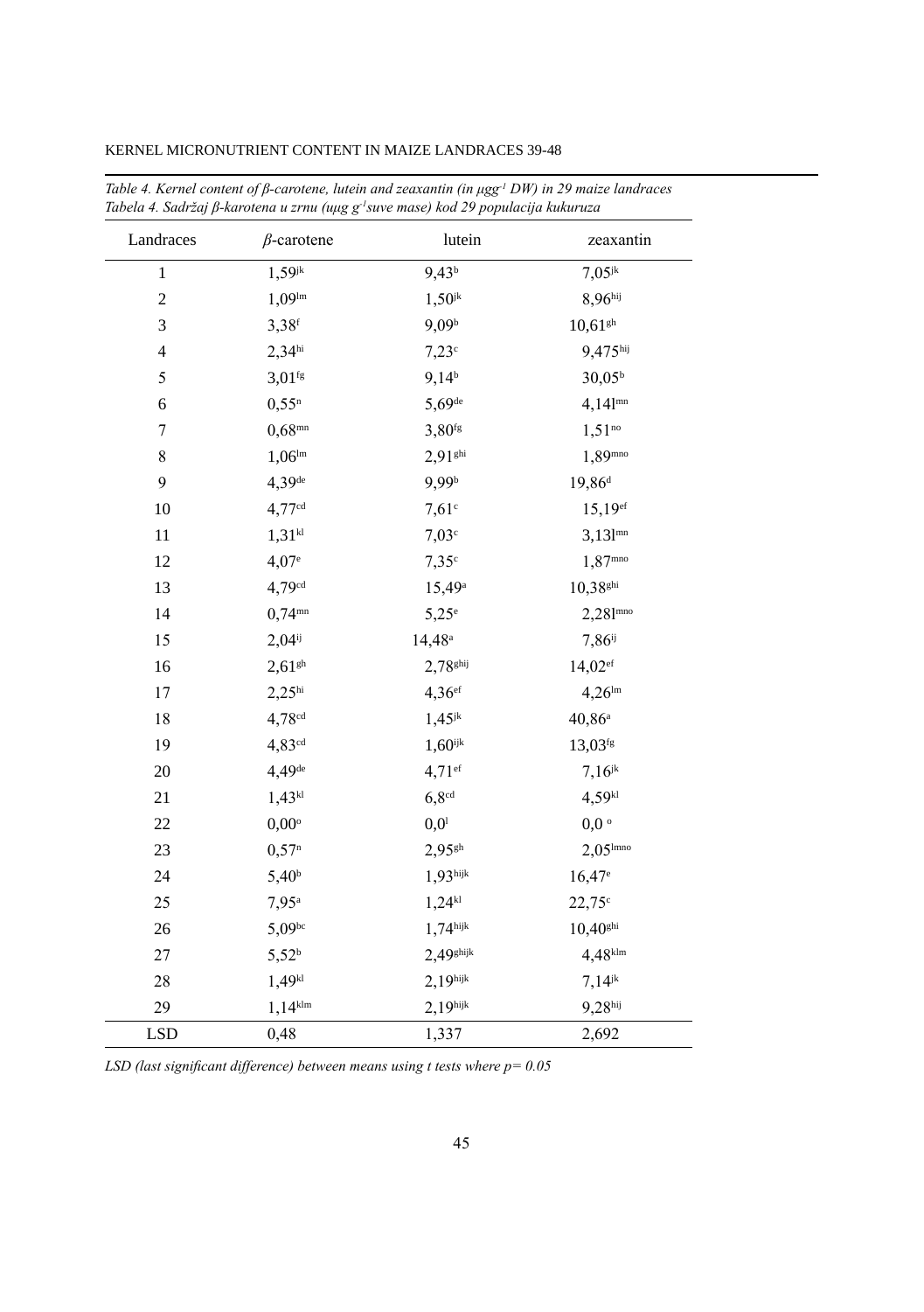*Table 4. Kernel content of β-carotene, lutein and zeaxantin (in μgg$^{-1}$ DW) in 29 maize landraces*
*Tabela 4. Sadržaj β-karotena u zrnu (uμg g$^{-1}$suve mase) kod 29 populacija kukuruza*

| Landraces | *β*-carotene | lutein | zeaxantin |
|---|---|---|---|
| 1 | 1,59$^{jk}$ | 9,43$^{b}$ | 7,05$^{jk}$ |
| 2 | 1,09$^{lm}$ | 1,50$^{jk}$ | 8,96$^{hij}$ |
| 3 | 3,38$^{f}$ | 9,09$^{b}$ | 10,61$^{gh}$ |
| 4 | 2,34$^{hi}$ | 7,23$^{c}$ | 9,475$^{hij}$ |
| 5 | 3,01$^{fg}$ | 9,14$^{b}$ | 30,05$^{b}$ |
| 6 | 0,55$^{n}$ | 5,69$^{de}$ | 4,14l$^{mn}$ |
| 7 | 0,68$^{mn}$ | 3,80$^{fg}$ | 1,51$^{no}$ |
| 8 | 1,06$^{lm}$ | 2,91$^{ghi}$ | 1,89$^{mno}$ |
| 9 | 4,39$^{de}$ | 9,99$^{b}$ | 19,86$^{d}$ |
| 10 | 4,77$^{cd}$ | 7,61$^{c}$ | 15,19$^{ef}$ |
| 11 | 1,31$^{kl}$ | 7,03$^{c}$ | 3,13l$^{mn}$ |
| 12 | 4,07$^{e}$ | 7,35$^{c}$ | 1,87$^{mno}$ |
| 13 | 4,79$^{cd}$ | 15,49$^{a}$ | 10,38$^{ghi}$ |
| 14 | 0,74$^{mn}$ | 5,25$^{e}$ | 2,28l$^{mno}$ |
| 15 | 2,04$^{ij}$ | 14,48$^{a}$ | 7,86$^{ij}$ |
| 16 | 2,61$^{gh}$ | 2,78$^{ghij}$ | 14,02$^{ef}$ |
| 17 | 2,25$^{hi}$ | 4,36$^{ef}$ | 4,26$^{lm}$ |
| 18 | 4,78$^{cd}$ | 1,45$^{jk}$ | 40,86$^{a}$ |
| 19 | 4,83$^{cd}$ | 1,60$^{ijk}$ | 13,03$^{fg}$ |
| 20 | 4,49$^{de}$ | 4,71$^{ef}$ | 7,16$^{jk}$ |
| 21 | 1,43$^{kl}$ | 6,8$^{cd}$ | 4,59$^{kl}$ |
| 22 | 0,00$^{o}$ | 0,0$^{l}$ | 0,0 $^{o}$ |
| 23 | 0,57$^{n}$ | 2,95$^{gh}$ | 2,05$^{lmno}$ |
| 24 | 5,40$^{b}$ | 1,93$^{hijk}$ | 16,47$^{e}$ |
| 25 | 7,95$^{a}$ | 1,24$^{kl}$ | 22,75$^{c}$ |
| 26 | 5,09$^{bc}$ | 1,74$^{hijk}$ | 10,40$^{ghi}$ |
| 27 | 5,52$^{b}$ | 2,49$^{ghijk}$ | 4,48$^{klm}$ |
| 28 | 1,49$^{kl}$ | 2,19$^{hijk}$ | 7,14$^{jk}$ |
| 29 | 1,14$^{klm}$ | 2,19$^{hijk}$ | 9,28$^{hij}$ |
| LSD | 0,48 | 1,337 | 2,692 |

*LSD (last significant difference) between means using t tests where p= 0.05*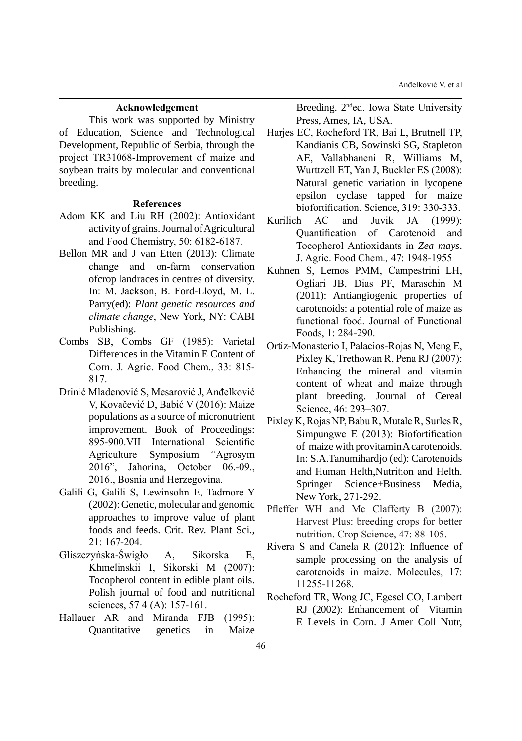### Acknowledgement

This work was supported by Ministry of Education, Science and Technological Development, Republic of Serbia, through the project TR31068-Improvement of maize and soybean traits by molecular and conventional breeding.

### References

Adom KK and Liu RH (2002): Antioxidant activity of grains. Journal of Agricultural and Food Chemistry, 50: 6182-6187.

Bellon MR and J van Etten (2013): Climate change and on-farm conservation ofcrop landraces in centres of diversity. In: M. Jackson, B. Ford-Lloyd, M. L. Parry(ed): *Plant genetic resources and climate change*, New York, NY: CABI Publishing.

Combs SB, Combs GF (1985): Varietal Differences in the Vitamin E Content of Corn. J. Agric. Food Chem., 33: 815-817.

Drinić Mladenović S, Mesarović J, Anđelković V, Kovačević D, Babić V (2016): Maize populations as a source of micronutrient improvement. Book of Proceedings: 895-900.VII International Scientific Agriculture Symposium "Agrosym 2016", Jahorina, October 06.-09., 2016., Bosnia and Herzegovina.

Galili G, Galili S, Lewinsohn E, Tadmore Y (2002): Genetic, molecular and genomic approaches to improve value of plant foods and feeds. Crit. Rev. Plant Sci., 21: 167-204.

Gliszczyńska-Świgło A, Sikorska E, Khmelinskii I, Sikorski M (2007): Tocopherol content in edible plant oils. Polish journal of food and nutritional sciences, 57 4 (A): 157-161.

Hallauer AR and Miranda FJB (1995): Quantitative genetics in Maize Breeding. 2nded. Iowa State University Press, Ames, IA, USA.

Harjes EC, Rocheford TR, Bai L, Brutnell TP, Kandianis CB, Sowinski SG, Stapleton AE, Vallabhaneni R, Williams M, Wurttzell ET, Yan J, Buckler ES (2008): Natural genetic variation in lycopene epsilon cyclase tapped for maize biofortification. Science, 319: 330-333.

Kurilich AC and Juvik JA (1999): Quantification of Carotenoid and Tocopherol Antioxidants in *Zea mays*. J. Agric. Food Chem., 47: 1948-1955

Kuhnen S, Lemos PMM, Campestrini LH, Ogliari JB, Dias PF, Maraschin M (2011): Antiangiogenic properties of carotenoids: a potential role of maize as functional food. Journal of Functional Foods, 1: 284-290.

Ortiz-Monasterio I, Palacios-Rojas N, Meng E, Pixley K, Trethowan R, Pena RJ (2007): Enhancing the mineral and vitamin content of wheat and maize through plant breeding. Journal of Cereal Science, 46: 293–307.

Pixley K, Rojas NP, Babu R, Mutale R, Surles R, Simpungwe E (2013): Biofortification of maize with provitamin A carotenoids. In: S.A.Tanumihardjo (ed): Carotenoids and Human Helth,Nutrition and Helth. Springer Science+Business Media, New York, 271-292.

Pfleffer WH and Mc Clafferty B (2007): Harvest Plus: breeding crops for better nutrition. Crop Science, 47: 88-105.

Rivera S and Canela R (2012): Influence of sample processing on the analysis of carotenoids in maize. Molecules, 17: 11255-11268.

Rocheford TR, Wong JC, Egesel CO, Lambert RJ (2002): Enhancement of Vitamin E Levels in Corn. J Amer Coll Nutr,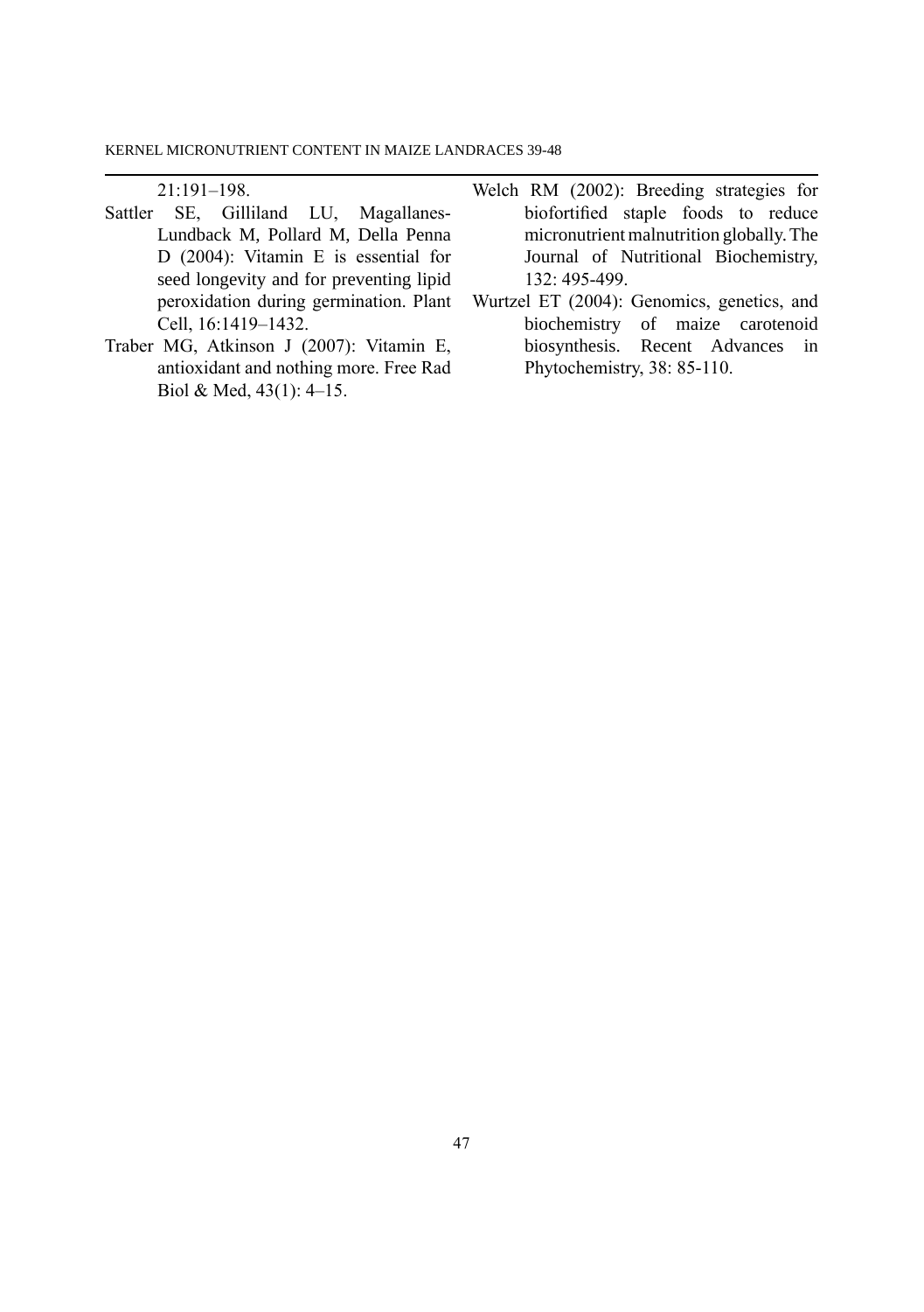21:191–198.

Sattler SE, Gilliland LU, Magallanes-Lundback M, Pollard M, Della Penna D (2004): Vitamin E is essential for seed longevity and for preventing lipid peroxidation during germination. Plant Cell, 16:1419–1432.

Traber MG, Atkinson J (2007): Vitamin E, antioxidant and nothing more. Free Rad Biol & Med, 43(1): 4–15.

Welch RM (2002): Breeding strategies for biofortified staple foods to reduce micronutrient malnutrition globally. The Journal of Nutritional Biochemistry, 132: 495-499.

Wurtzel ET (2004): Genomics, genetics, and biochemistry of maize carotenoid biosynthesis. Recent Advances in Phytochemistry, 38: 85-110.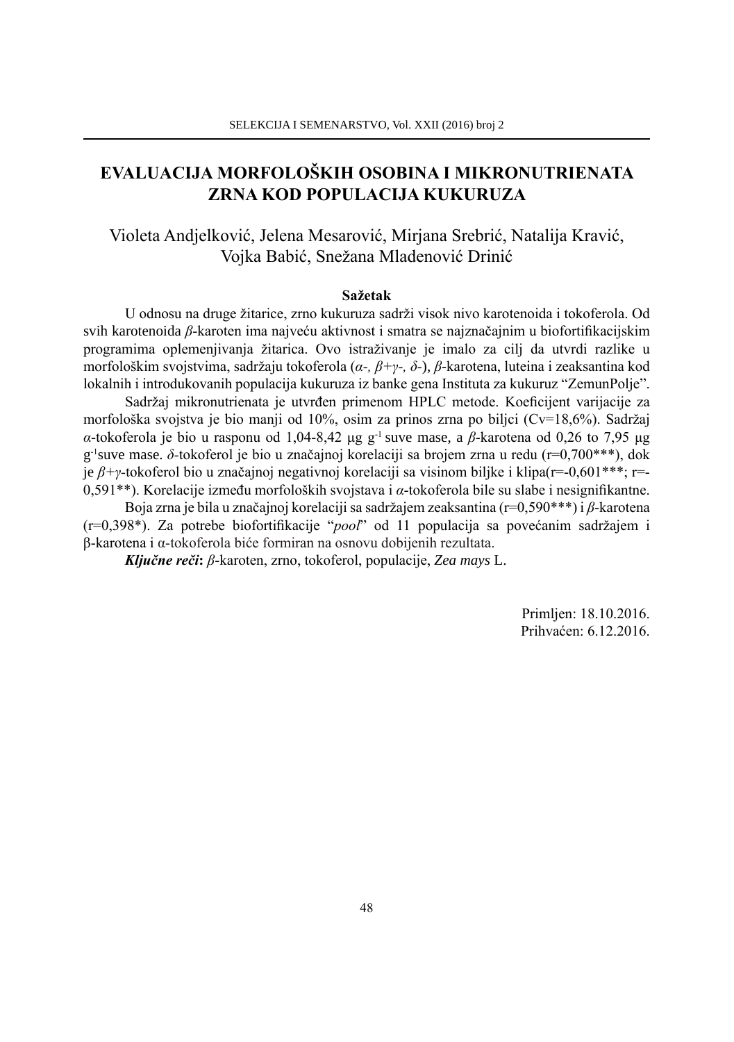# EVALUACIJA MORFOLOŠKIH OSOBINA I MIKRONUTRIENATA ZRNA KOD POPULACIJA KUKURUZA

Violeta Andjelković, Jelena Mesarović, Mirjana Srebrić, Natalija Kravić, Vojka Babić, Snežana Mladenović Drinić

## Sažetak

U odnosu na druge žitarice, zrno kukuruza sadrži visok nivo karotenoida i tokoferola. Od svih karotenoida *β*-karoten ima najveću aktivnost i smatra se najznačajnim u biofortifikacijskim programima oplemenjivanja žitarica. Ovo istraživanje je imalo za cilj da utvrdi razlike u morfološkim svojstvima, sadržaju tokoferola (*α-, β+γ-, δ-*), *β*-karotena, luteina i zeaksantina kod lokalnih i introdukovanih populacija kukuruza iz banke gena Instituta za kukuruz "ZemunPolje".

Sadržaj mikronutrienata je utvrđen primenom HPLC metode. Koeficijent varijacije za morfološka svojstva je bio manji od 10%, osim za prinos zrna po biljci (Cv=18,6%). Sadržaj *α*-tokoferola je bio u rasponu od 1,04-8,42 µg $g^{-1}$ suve mase, a *β*-karotena od 0,26 to 7,95 µg $g^{-1}$suve mase. *δ*-tokoferol je bio u značajnoj korelaciji sa brojem zrna u redu (r=0,700***), dok je *β+γ*-tokoferol bio u značajnoj negativnoj korelaciji sa visinom biljke i klipa(r=-0,601***; r=-0,591**). Korelacije između morfoloških svojstava i *α*-tokoferola bile su slabe i nesignifikantne.

Boja zrna je bila u značajnoj korelaciji sa sadržajem zeaksantina (r=0,590***) i *β*-karotena (r=0,398*). Za potrebe biofortifikacije "*pool*" od 11 populacija sa povećanim sadržajem i β-karotena i α-tokoferola biće formiran na osnovu dobijenih rezultata.

***Ključne reči*:** *β*-karoten, zrno, tokoferol, populacije, *Zea mays* L.

Primljen: 18.10.2016.
Prihvaćen: 6.12.2016.